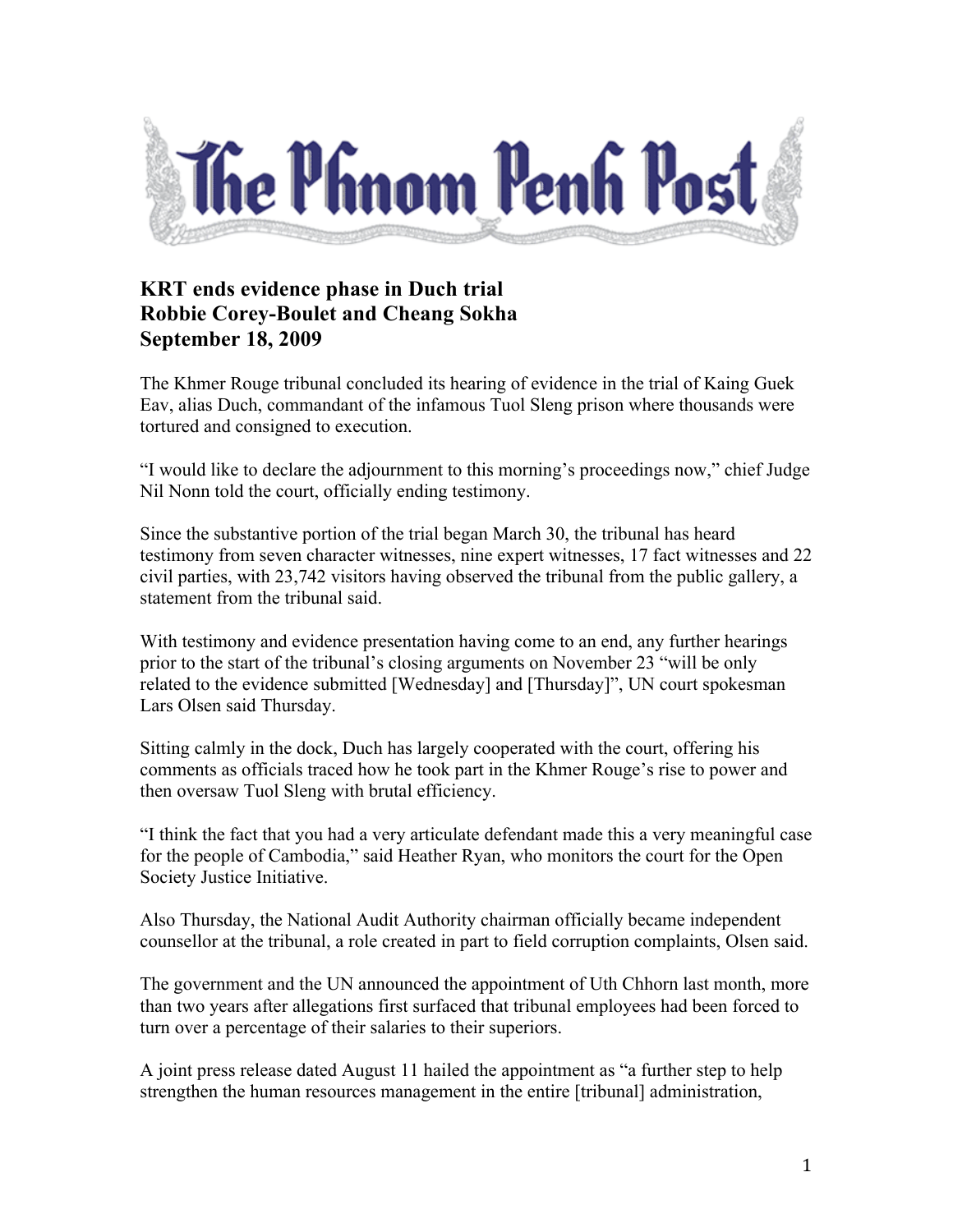# The Phnom Penh Post

## KRT ends evidence phase in Duch trial
## Robbie Corey-Boulet and Cheang Sokha
## September 18, 2009

The Khmer Rouge tribunal concluded its hearing of evidence in the trial of Kaing Guek Eav, alias Duch, commandant of the infamous Tuol Sleng prison where thousands were tortured and consigned to execution.

"I would like to declare the adjournment to this morning's proceedings now," chief Judge Nil Nonn told the court, officially ending testimony.

Since the substantive portion of the trial began March 30, the tribunal has heard testimony from seven character witnesses, nine expert witnesses, 17 fact witnesses and 22 civil parties, with 23,742 visitors having observed the tribunal from the public gallery, a statement from the tribunal said.

With testimony and evidence presentation having come to an end, any further hearings prior to the start of the tribunal's closing arguments on November 23 "will be only related to the evidence submitted [Wednesday] and [Thursday]", UN court spokesman Lars Olsen said Thursday.

Sitting calmly in the dock, Duch has largely cooperated with the court, offering his comments as officials traced how he took part in the Khmer Rouge's rise to power and then oversaw Tuol Sleng with brutal efficiency.

"I think the fact that you had a very articulate defendant made this a very meaningful case for the people of Cambodia," said Heather Ryan, who monitors the court for the Open Society Justice Initiative.

Also Thursday, the National Audit Authority chairman officially became independent counsellor at the tribunal, a role created in part to field corruption complaints, Olsen said.

The government and the UN announced the appointment of Uth Chhorn last month, more than two years after allegations first surfaced that tribunal employees had been forced to turn over a percentage of their salaries to their superiors.

A joint press release dated August 11 hailed the appointment as "a further step to help strengthen the human resources management in the entire [tribunal] administration,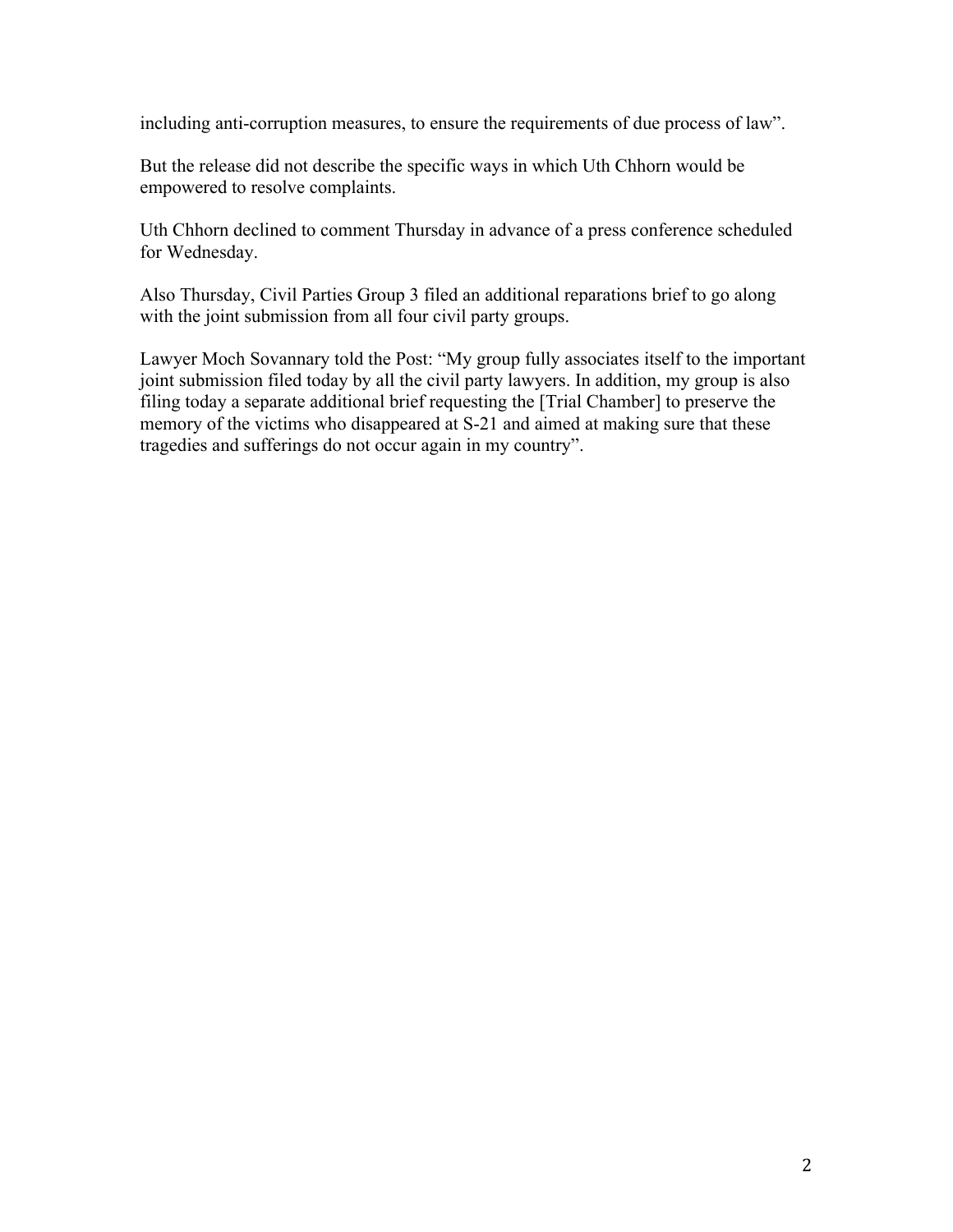including anti-corruption measures, to ensure the requirements of due process of law".

But the release did not describe the specific ways in which Uth Chhorn would be empowered to resolve complaints.

Uth Chhorn declined to comment Thursday in advance of a press conference scheduled for Wednesday.

Also Thursday, Civil Parties Group 3 filed an additional reparations brief to go along with the joint submission from all four civil party groups.

Lawyer Moch Sovannary told the Post: "My group fully associates itself to the important joint submission filed today by all the civil party lawyers. In addition, my group is also filing today a separate additional brief requesting the [Trial Chamber] to preserve the memory of the victims who disappeared at S-21 and aimed at making sure that these tragedies and sufferings do not occur again in my country".